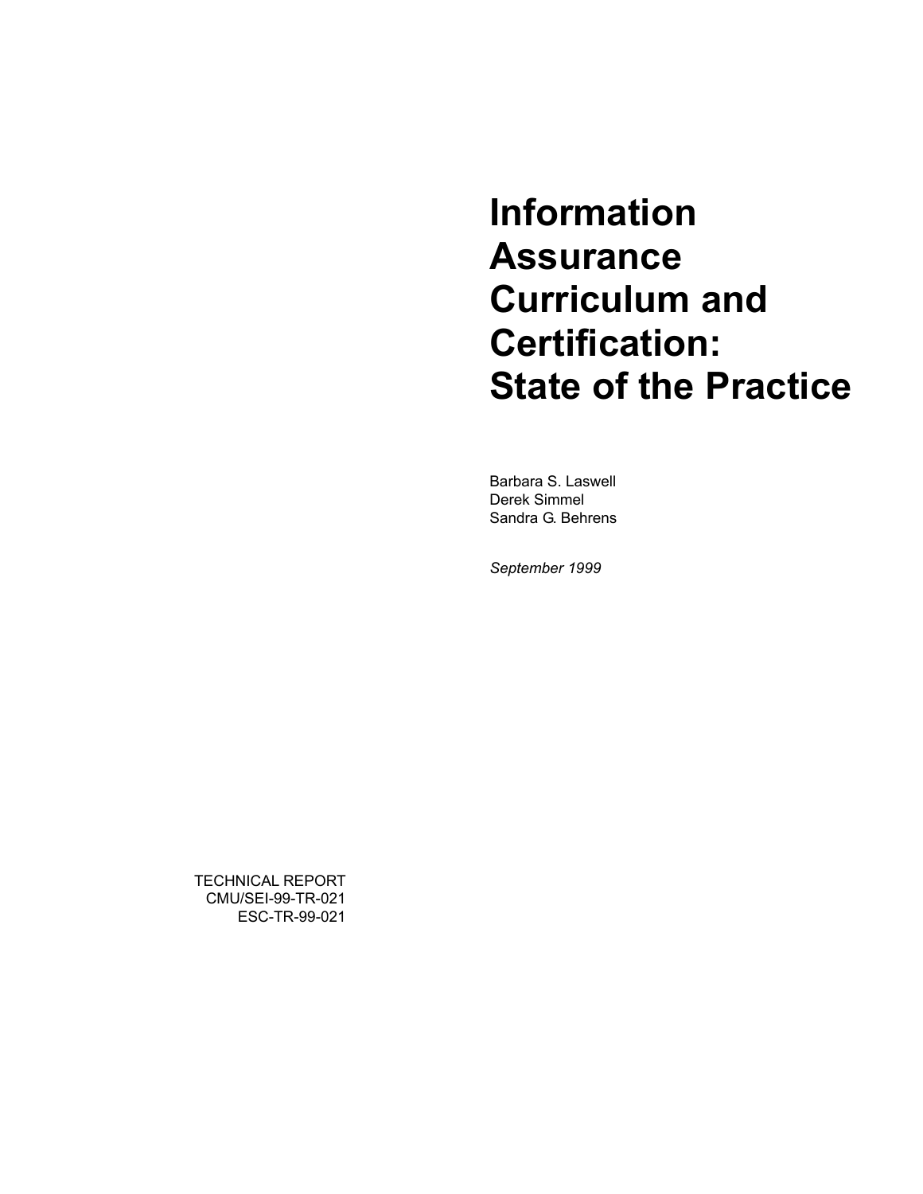# Information Assurance Curriculum and Certification: State of the Practice

Barbara S. Laswell
Derek Simmel
Sandra G. Behrens

*September 1999*

TECHNICAL REPORT
CMU/SEI-99-TR-021
ESC-TR-99-021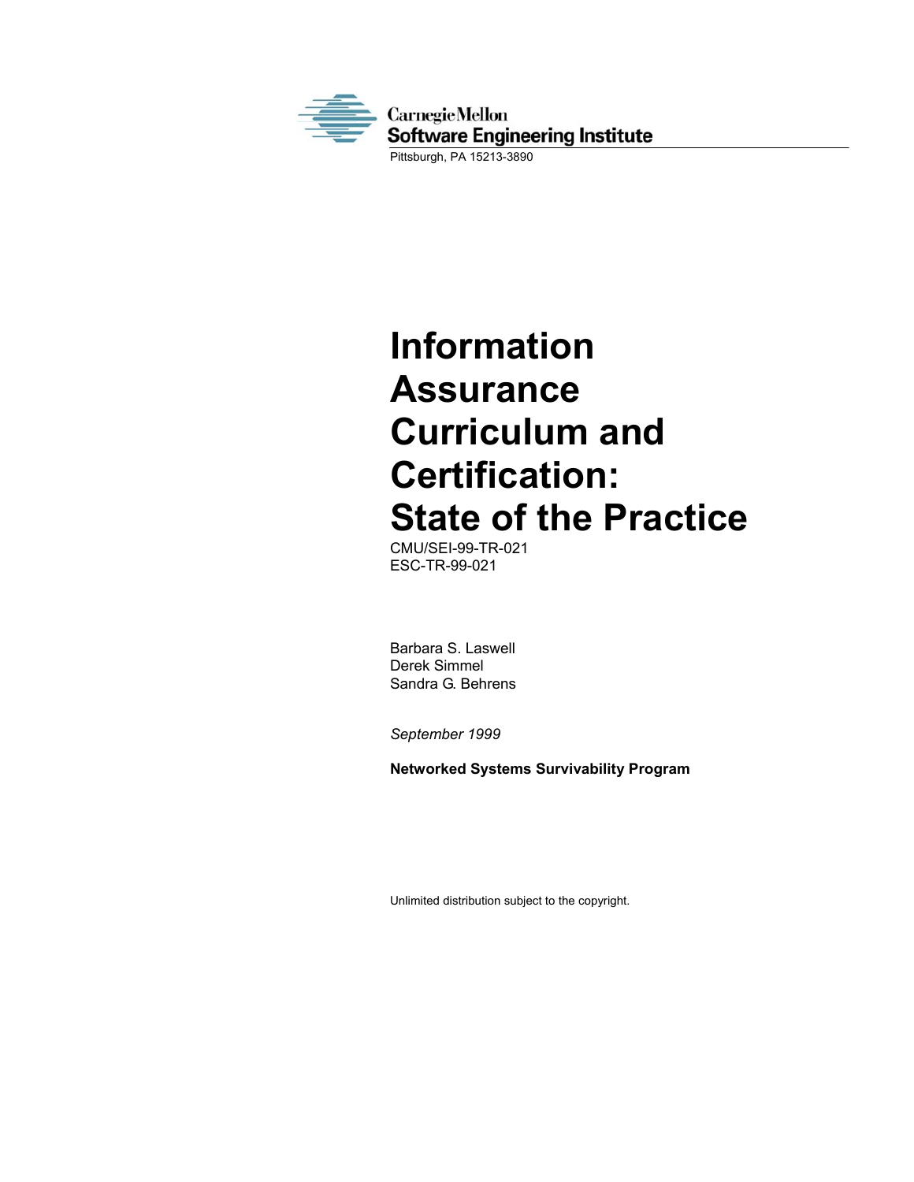Carnegie Mellon
Software Engineering Institute
Pittsburgh, PA 15213-3890

# Information Assurance Curriculum and Certification: State of the Practice

CMU/SEI-99-TR-021
ESC-TR-99-021

Barbara S. Laswell
Derek Simmel
Sandra G. Behrens

*September 1999*

**Networked Systems Survivability Program**

Unlimited distribution subject to the copyright.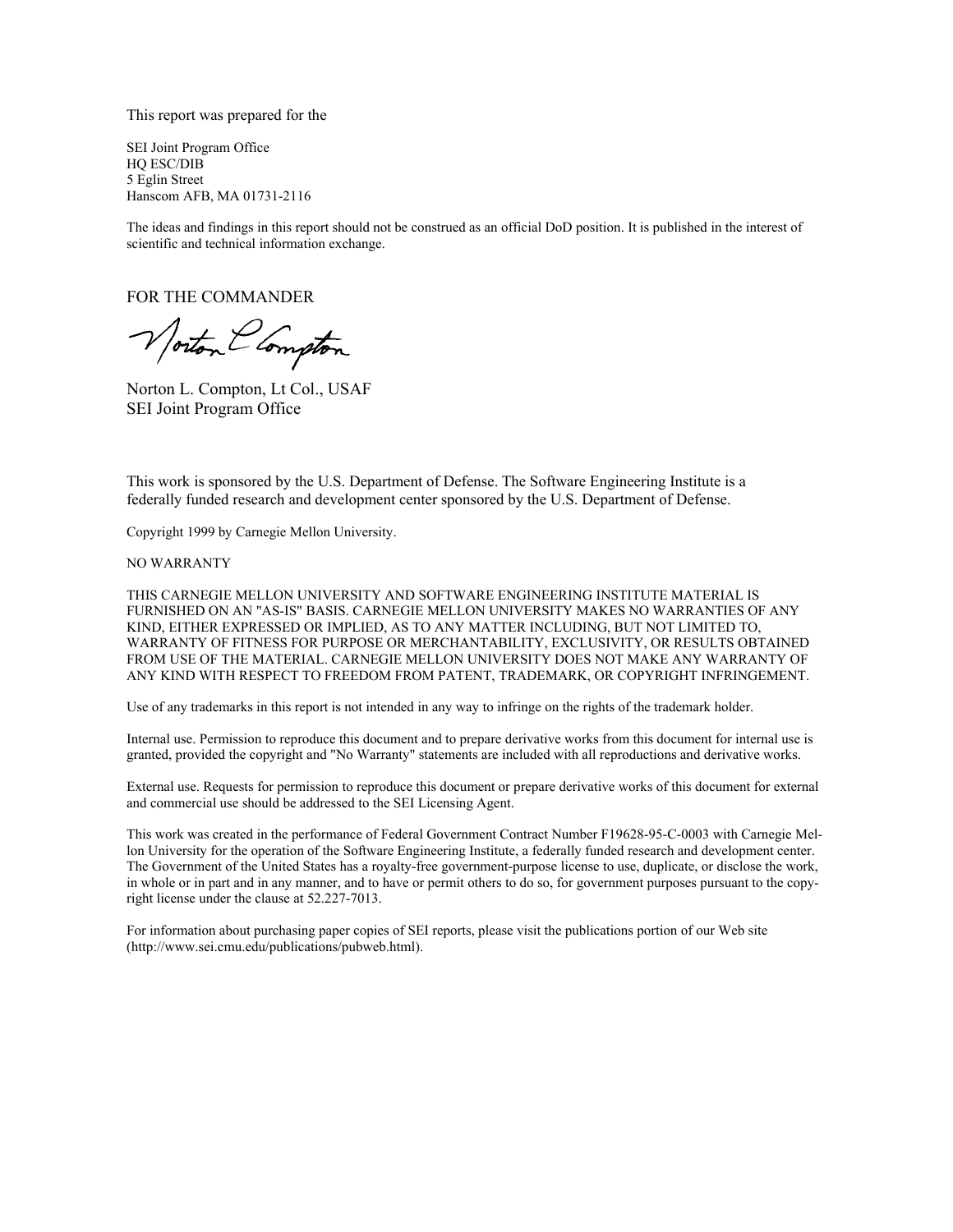This report was prepared for the

SEI Joint Program Office  
HQ ESC/DIB  
5 Eglin Street  
Hanscom AFB, MA 01731-2116

The ideas and findings in this report should not be construed as an official DoD position. It is published in the interest of scientific and technical information exchange.

FOR THE COMMANDER

Norton L. Compton, Lt Col., USAF  
SEI Joint Program Office

This work is sponsored by the U.S. Department of Defense. The Software Engineering Institute is a federally funded research and development center sponsored by the U.S. Department of Defense.

Copyright 1999 by Carnegie Mellon University.

NO WARRANTY

THIS CARNEGIE MELLON UNIVERSITY AND SOFTWARE ENGINEERING INSTITUTE MATERIAL IS FURNISHED ON AN "AS-IS" BASIS. CARNEGIE MELLON UNIVERSITY MAKES NO WARRANTIES OF ANY KIND, EITHER EXPRESSED OR IMPLIED, AS TO ANY MATTER INCLUDING, BUT NOT LIMITED TO, WARRANTY OF FITNESS FOR PURPOSE OR MERCHANTABILITY, EXCLUSIVITY, OR RESULTS OBTAINED FROM USE OF THE MATERIAL. CARNEGIE MELLON UNIVERSITY DOES NOT MAKE ANY WARRANTY OF ANY KIND WITH RESPECT TO FREEDOM FROM PATENT, TRADEMARK, OR COPYRIGHT INFRINGEMENT.

Use of any trademarks in this report is not intended in any way to infringe on the rights of the trademark holder.

Internal use. Permission to reproduce this document and to prepare derivative works from this document for internal use is granted, provided the copyright and "No Warranty" statements are included with all reproductions and derivative works.

External use. Requests for permission to reproduce this document or prepare derivative works of this document for external and commercial use should be addressed to the SEI Licensing Agent.

This work was created in the performance of Federal Government Contract Number F19628-95-C-0003 with Carnegie Mellon University for the operation of the Software Engineering Institute, a federally funded research and development center. The Government of the United States has a royalty-free government-purpose license to use, duplicate, or disclose the work, in whole or in part and in any manner, and to have or permit others to do so, for government purposes pursuant to the copyright license under the clause at 52.227-7013.

For information about purchasing paper copies of SEI reports, please visit the publications portion of our Web site (http://www.sei.cmu.edu/publications/pubweb.html).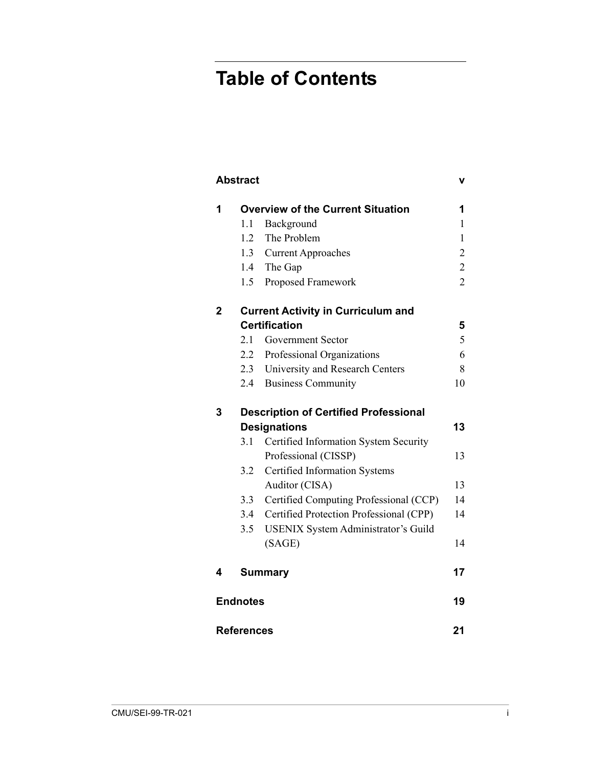# Table of Contents

| | | |
|---|---|---|
| **Abstract** | | **v** |
| **1** | **Overview of the Current Situation** | **1** |
| | 1.1 Background | 1 |
| | 1.2 The Problem | 1 |
| | 1.3 Current Approaches | 2 |
| | 1.4 The Gap | 2 |
| | 1.5 Proposed Framework | 2 |
| **2** | **Current Activity in Curriculum and Certification** | **5** |
| | 2.1 Government Sector | 5 |
| | 2.2 Professional Organizations | 6 |
| | 2.3 University and Research Centers | 8 |
| | 2.4 Business Community | 10 |
| **3** | **Description of Certified Professional Designations** | **13** |
| | 3.1 Certified Information System Security Professional (CISSP) | 13 |
| | 3.2 Certified Information Systems Auditor (CISA) | 13 |
| | 3.3 Certified Computing Professional (CCP) | 14 |
| | 3.4 Certified Protection Professional (CPP) | 14 |
| | 3.5 USENIX System Administrator's Guild (SAGE) | 14 |
| **4** | **Summary** | **17** |
| **Endnotes** | | **19** |
| **References** | | **21** |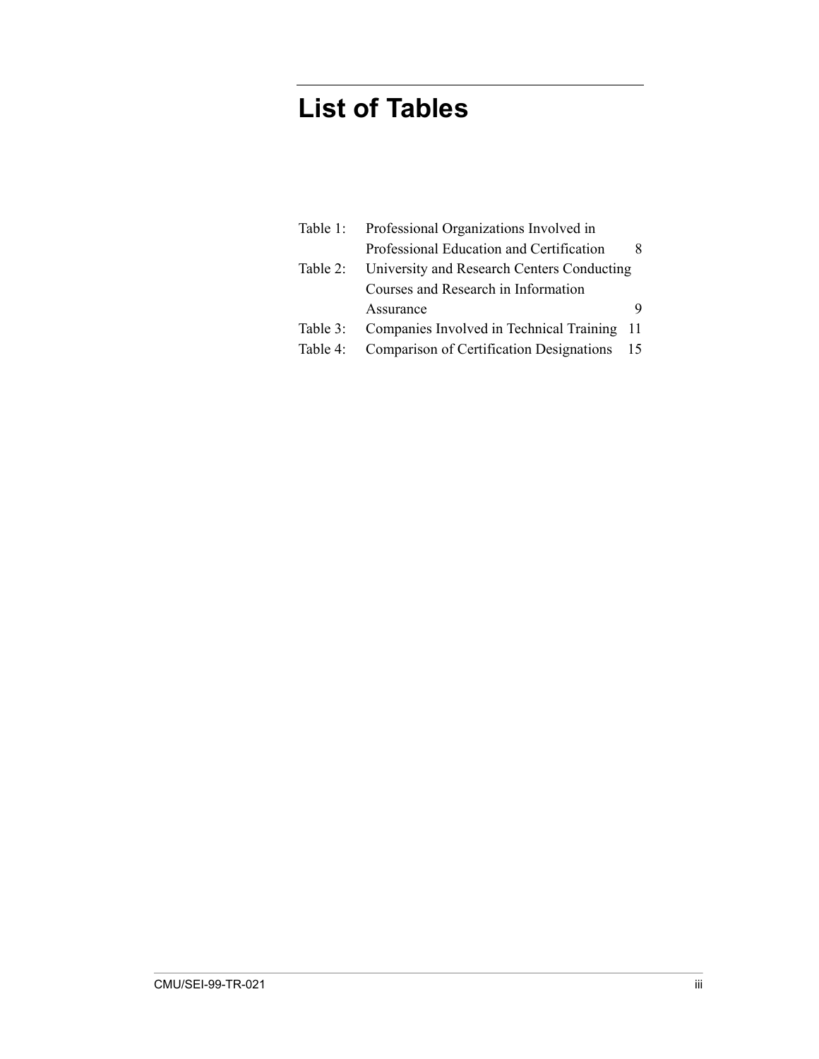# List of Tables

| | | |
|---|---|---|
| Table 1: | Professional Organizations Involved in Professional Education and Certification | 8 |
| Table 2: | University and Research Centers Conducting Courses and Research in Information Assurance | 9 |
| Table 3: | Companies Involved in Technical Training | 11 |
| Table 4: | Comparison of Certification Designations | 15 |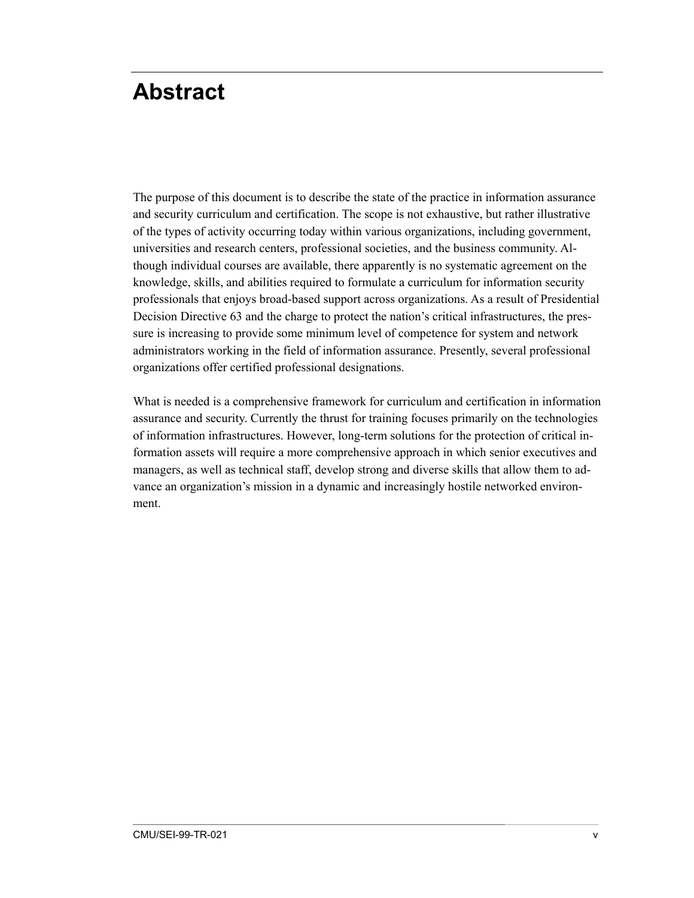# Abstract

The purpose of this document is to describe the state of the practice in information assurance and security curriculum and certification. The scope is not exhaustive, but rather illustrative of the types of activity occurring today within various organizations, including government, universities and research centers, professional societies, and the business community. Although individual courses are available, there apparently is no systematic agreement on the knowledge, skills, and abilities required to formulate a curriculum for information security professionals that enjoys broad-based support across organizations. As a result of Presidential Decision Directive 63 and the charge to protect the nation's critical infrastructures, the pressure is increasing to provide some minimum level of competence for system and network administrators working in the field of information assurance. Presently, several professional organizations offer certified professional designations.

What is needed is a comprehensive framework for curriculum and certification in information assurance and security. Currently the thrust for training focuses primarily on the technologies of information infrastructures. However, long-term solutions for the protection of critical information assets will require a more comprehensive approach in which senior executives and managers, as well as technical staff, develop strong and diverse skills that allow them to advance an organization's mission in a dynamic and increasingly hostile networked environment.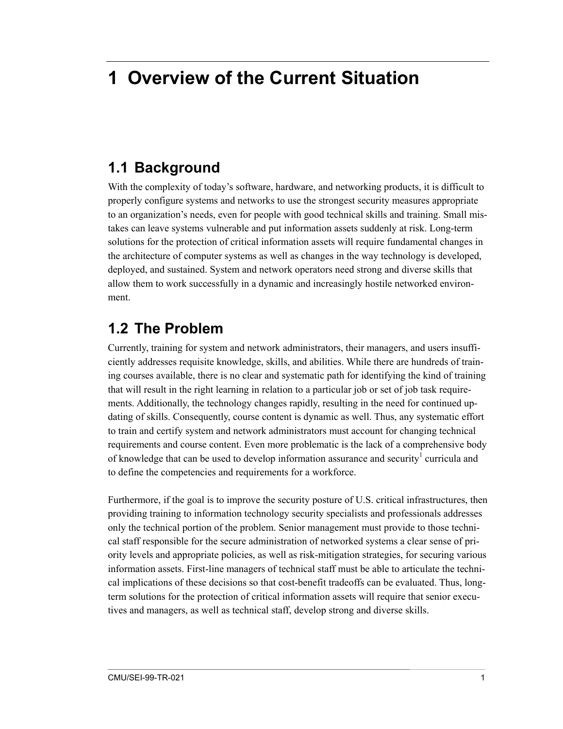# 1 Overview of the Current Situation

## 1.1 Background

With the complexity of today's software, hardware, and networking products, it is difficult to properly configure systems and networks to use the strongest security measures appropriate to an organization's needs, even for people with good technical skills and training. Small mistakes can leave systems vulnerable and put information assets suddenly at risk. Long-term solutions for the protection of critical information assets will require fundamental changes in the architecture of computer systems as well as changes in the way technology is developed, deployed, and sustained. System and network operators need strong and diverse skills that allow them to work successfully in a dynamic and increasingly hostile networked environment.

## 1.2 The Problem

Currently, training for system and network administrators, their managers, and users insufficiently addresses requisite knowledge, skills, and abilities. While there are hundreds of training courses available, there is no clear and systematic path for identifying the kind of training that will result in the right learning in relation to a particular job or set of job task requirements. Additionally, the technology changes rapidly, resulting in the need for continued updating of skills. Consequently, course content is dynamic as well. Thus, any systematic effort to train and certify system and network administrators must account for changing technical requirements and course content. Even more problematic is the lack of a comprehensive body of knowledge that can be used to develop information assurance and security[1] curricula and to define the competencies and requirements for a workforce.

Furthermore, if the goal is to improve the security posture of U.S. critical infrastructures, then providing training to information technology security specialists and professionals addresses only the technical portion of the problem. Senior management must provide to those technical staff responsible for the secure administration of networked systems a clear sense of priority levels and appropriate policies, as well as risk-mitigation strategies, for securing various information assets. First-line managers of technical staff must be able to articulate the technical implications of these decisions so that cost-benefit tradeoffs can be evaluated. Thus, long-term solutions for the protection of critical information assets will require that senior executives and managers, as well as technical staff, develop strong and diverse skills.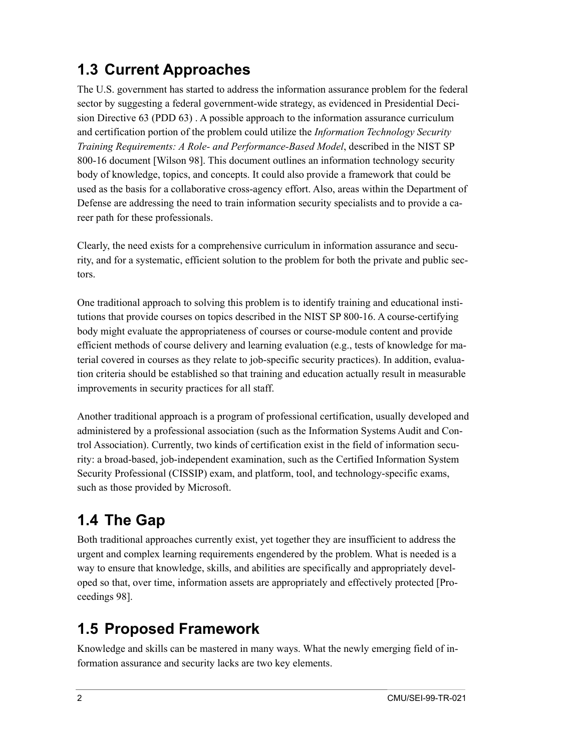## 1.3 Current Approaches

The U.S. government has started to address the information assurance problem for the federal sector by suggesting a federal government-wide strategy, as evidenced in Presidential Decision Directive 63 (PDD 63) . A possible approach to the information assurance curriculum and certification portion of the problem could utilize the *Information Technology Security Training Requirements: A Role- and Performance-Based Model*, described in the NIST SP 800-16 document [Wilson 98]. This document outlines an information technology security body of knowledge, topics, and concepts. It could also provide a framework that could be used as the basis for a collaborative cross-agency effort. Also, areas within the Department of Defense are addressing the need to train information security specialists and to provide a career path for these professionals.

Clearly, the need exists for a comprehensive curriculum in information assurance and security, and for a systematic, efficient solution to the problem for both the private and public sectors.

One traditional approach to solving this problem is to identify training and educational institutions that provide courses on topics described in the NIST SP 800-16. A course-certifying body might evaluate the appropriateness of courses or course-module content and provide efficient methods of course delivery and learning evaluation (e.g., tests of knowledge for material covered in courses as they relate to job-specific security practices). In addition, evaluation criteria should be established so that training and education actually result in measurable improvements in security practices for all staff.

Another traditional approach is a program of professional certification, usually developed and administered by a professional association (such as the Information Systems Audit and Control Association). Currently, two kinds of certification exist in the field of information security: a broad-based, job-independent examination, such as the Certified Information System Security Professional (CISSIP) exam, and platform, tool, and technology-specific exams, such as those provided by Microsoft.

## 1.4 The Gap

Both traditional approaches currently exist, yet together they are insufficient to address the urgent and complex learning requirements engendered by the problem. What is needed is a way to ensure that knowledge, skills, and abilities are specifically and appropriately developed so that, over time, information assets are appropriately and effectively protected [Proceedings 98].

## 1.5 Proposed Framework

Knowledge and skills can be mastered in many ways. What the newly emerging field of information assurance and security lacks are two key elements.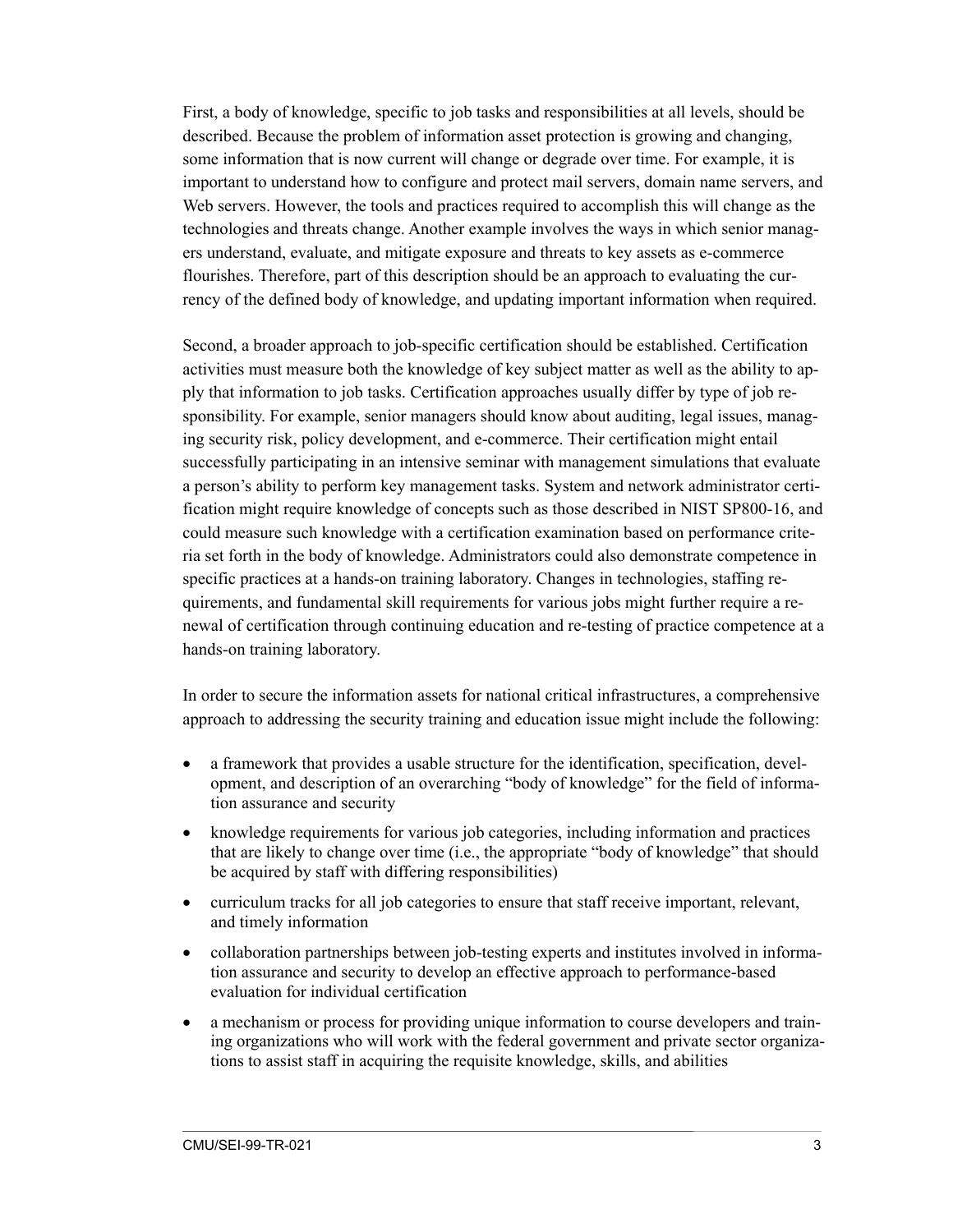First, a body of knowledge, specific to job tasks and responsibilities at all levels, should be described. Because the problem of information asset protection is growing and changing, some information that is now current will change or degrade over time. For example, it is important to understand how to configure and protect mail servers, domain name servers, and Web servers. However, the tools and practices required to accomplish this will change as the technologies and threats change. Another example involves the ways in which senior managers understand, evaluate, and mitigate exposure and threats to key assets as e-commerce flourishes. Therefore, part of this description should be an approach to evaluating the currency of the defined body of knowledge, and updating important information when required.

Second, a broader approach to job-specific certification should be established. Certification activities must measure both the knowledge of key subject matter as well as the ability to apply that information to job tasks. Certification approaches usually differ by type of job responsibility. For example, senior managers should know about auditing, legal issues, managing security risk, policy development, and e-commerce. Their certification might entail successfully participating in an intensive seminar with management simulations that evaluate a person's ability to perform key management tasks. System and network administrator certification might require knowledge of concepts such as those described in NIST SP800-16, and could measure such knowledge with a certification examination based on performance criteria set forth in the body of knowledge. Administrators could also demonstrate competence in specific practices at a hands-on training laboratory. Changes in technologies, staffing requirements, and fundamental skill requirements for various jobs might further require a renewal of certification through continuing education and re-testing of practice competence at a hands-on training laboratory.

In order to secure the information assets for national critical infrastructures, a comprehensive approach to addressing the security training and education issue might include the following:

- a framework that provides a usable structure for the identification, specification, development, and description of an overarching "body of knowledge" for the field of information assurance and security
- knowledge requirements for various job categories, including information and practices that are likely to change over time (i.e., the appropriate "body of knowledge" that should be acquired by staff with differing responsibilities)
- curriculum tracks for all job categories to ensure that staff receive important, relevant, and timely information
- collaboration partnerships between job-testing experts and institutes involved in information assurance and security to develop an effective approach to performance-based evaluation for individual certification
- a mechanism or process for providing unique information to course developers and training organizations who will work with the federal government and private sector organizations to assist staff in acquiring the requisite knowledge, skills, and abilities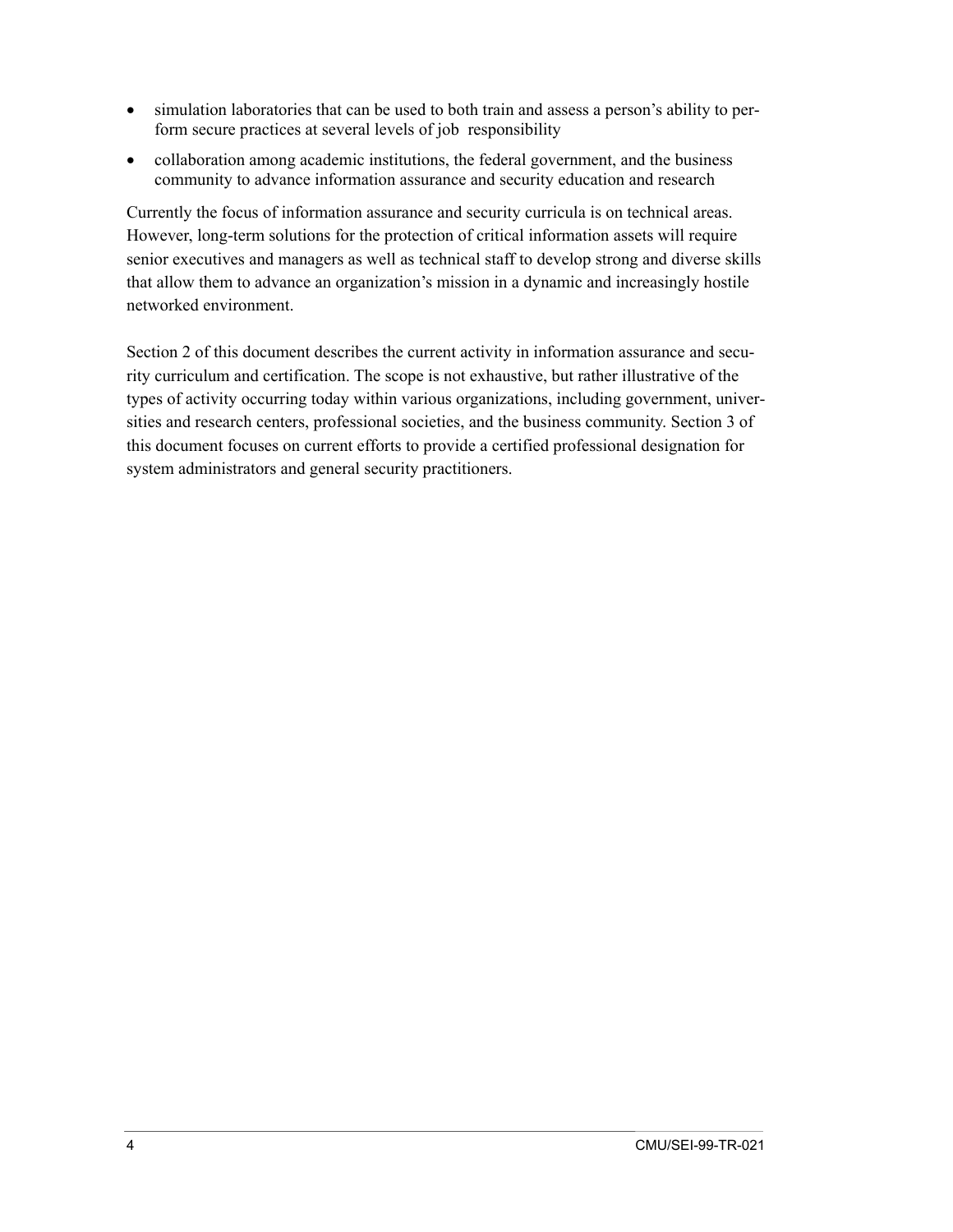- simulation laboratories that can be used to both train and assess a person's ability to perform secure practices at several levels of job responsibility
- collaboration among academic institutions, the federal government, and the business community to advance information assurance and security education and research

Currently the focus of information assurance and security curricula is on technical areas. However, long-term solutions for the protection of critical information assets will require senior executives and managers as well as technical staff to develop strong and diverse skills that allow them to advance an organization's mission in a dynamic and increasingly hostile networked environment.

Section 2 of this document describes the current activity in information assurance and security curriculum and certification. The scope is not exhaustive, but rather illustrative of the types of activity occurring today within various organizations, including government, universities and research centers, professional societies, and the business community. Section 3 of this document focuses on current efforts to provide a certified professional designation for system administrators and general security practitioners.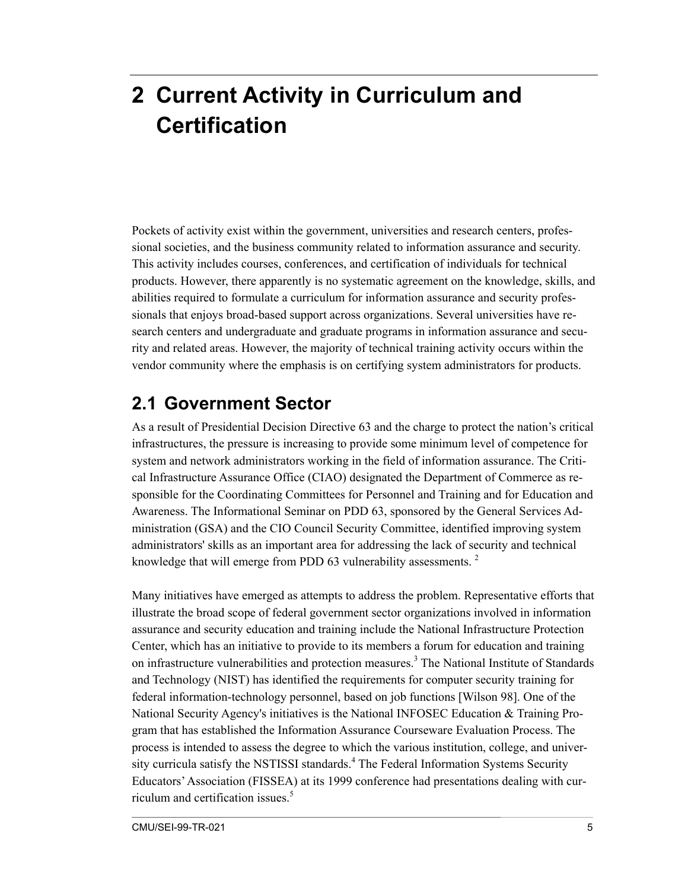# 2 Current Activity in Curriculum and Certification

Pockets of activity exist within the government, universities and research centers, professional societies, and the business community related to information assurance and security. This activity includes courses, conferences, and certification of individuals for technical products. However, there apparently is no systematic agreement on the knowledge, skills, and abilities required to formulate a curriculum for information assurance and security professionals that enjoys broad-based support across organizations. Several universities have research centers and undergraduate and graduate programs in information assurance and security and related areas. However, the majority of technical training activity occurs within the vendor community where the emphasis is on certifying system administrators for products.

## 2.1 Government Sector

As a result of Presidential Decision Directive 63 and the charge to protect the nation's critical infrastructures, the pressure is increasing to provide some minimum level of competence for system and network administrators working in the field of information assurance. The Critical Infrastructure Assurance Office (CIAO) designated the Department of Commerce as responsible for the Coordinating Committees for Personnel and Training and for Education and Awareness. The Informational Seminar on PDD 63, sponsored by the General Services Administration (GSA) and the CIO Council Security Committee, identified improving system administrators' skills as an important area for addressing the lack of security and technical knowledge that will emerge from PDD 63 vulnerability assessments. [2]

Many initiatives have emerged as attempts to address the problem. Representative efforts that illustrate the broad scope of federal government sector organizations involved in information assurance and security education and training include the National Infrastructure Protection Center, which has an initiative to provide to its members a forum for education and training on infrastructure vulnerabilities and protection measures.[3] The National Institute of Standards and Technology (NIST) has identified the requirements for computer security training for federal information-technology personnel, based on job functions [Wilson 98]. One of the National Security Agency's initiatives is the National INFOSEC Education & Training Program that has established the Information Assurance Courseware Evaluation Process. The process is intended to assess the degree to which the various institution, college, and university curricula satisfy the NSTISSI standards.[4] The Federal Information Systems Security Educators' Association (FISSEA) at its 1999 conference had presentations dealing with curriculum and certification issues.[5]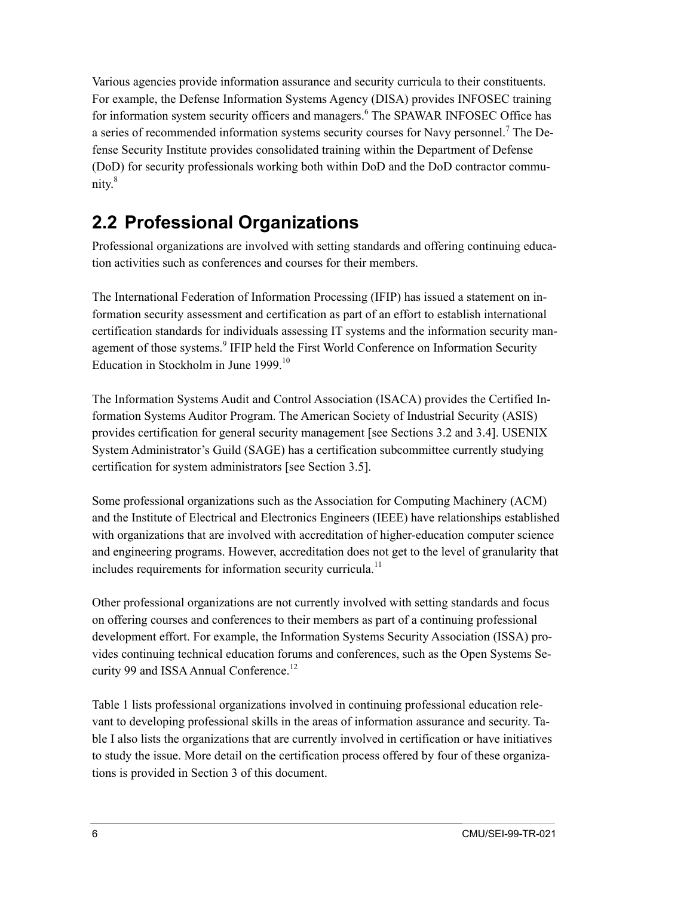Various agencies provide information assurance and security curricula to their constituents. For example, the Defense Information Systems Agency (DISA) provides INFOSEC training for information system security officers and managers.[6] The SPAWAR INFOSEC Office has a series of recommended information systems security courses for Navy personnel.[7] The Defense Security Institute provides consolidated training within the Department of Defense (DoD) for security professionals working both within DoD and the DoD contractor community.[8]

## 2.2 Professional Organizations

Professional organizations are involved with setting standards and offering continuing education activities such as conferences and courses for their members.

The International Federation of Information Processing (IFIP) has issued a statement on information security assessment and certification as part of an effort to establish international certification standards for individuals assessing IT systems and the information security management of those systems.[9] IFIP held the First World Conference on Information Security Education in Stockholm in June 1999.[10]

The Information Systems Audit and Control Association (ISACA) provides the Certified Information Systems Auditor Program. The American Society of Industrial Security (ASIS) provides certification for general security management [see Sections 3.2 and 3.4]. USENIX System Administrator's Guild (SAGE) has a certification subcommittee currently studying certification for system administrators [see Section 3.5].

Some professional organizations such as the Association for Computing Machinery (ACM) and the Institute of Electrical and Electronics Engineers (IEEE) have relationships established with organizations that are involved with accreditation of higher-education computer science and engineering programs. However, accreditation does not get to the level of granularity that includes requirements for information security curricula.[11]

Other professional organizations are not currently involved with setting standards and focus on offering courses and conferences to their members as part of a continuing professional development effort. For example, the Information Systems Security Association (ISSA) provides continuing technical education forums and conferences, such as the Open Systems Security 99 and ISSA Annual Conference.[12]

Table 1 lists professional organizations involved in continuing professional education relevant to developing professional skills in the areas of information assurance and security. Table I also lists the organizations that are currently involved in certification or have initiatives to study the issue. More detail on the certification process offered by four of these organizations is provided in Section 3 of this document.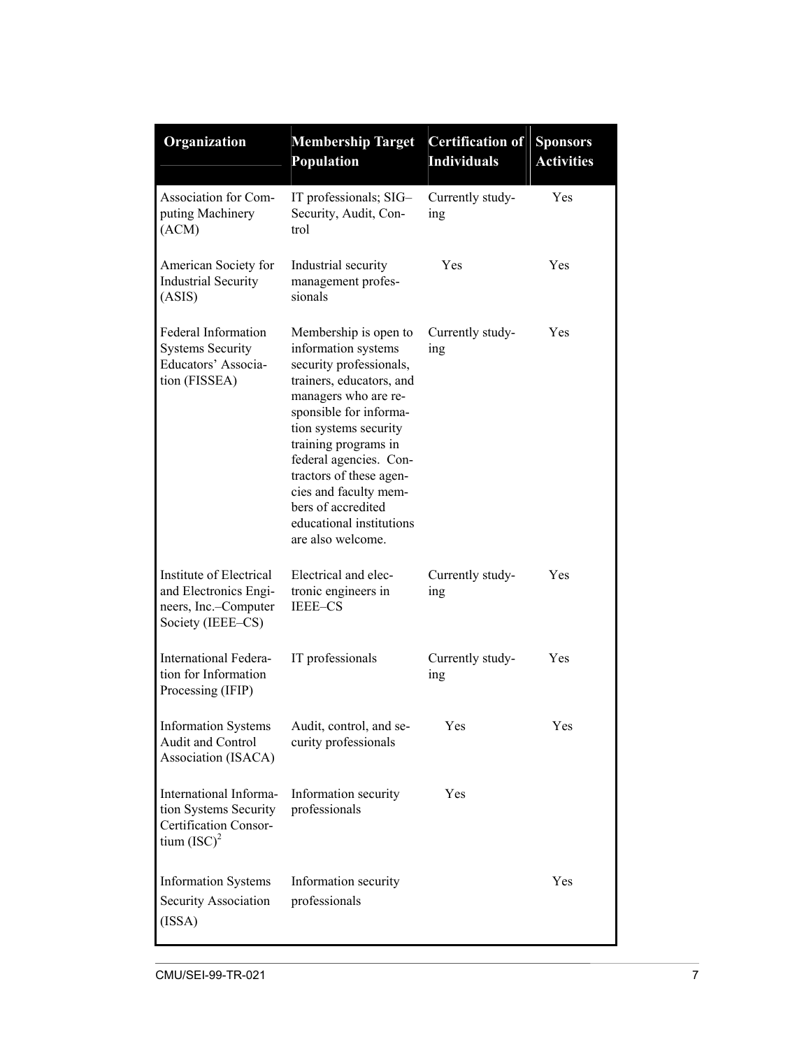| Organization | Membership Target Population | Certification of Individuals | Sponsors Activities |
|---|---|---|---|
| Association for Computing Machinery (ACM) | IT professionals; SIG–Security, Audit, Control | Currently studying | Yes |
| American Society for Industrial Security (ASIS) | Industrial security management professionals | Yes | Yes |
| Federal Information Systems Security Educators' Association (FISSEA) | Membership is open to information systems security professionals, trainers, educators, and managers who are responsible for information systems security training programs in federal agencies. Contractors of these agencies and faculty members of accredited educational institutions are also welcome. | Currently studying | Yes |
| Institute of Electrical and Electronics Engineers, Inc.–Computer Society (IEEE–CS) | Electrical and electronic engineers in IEEE–CS | Currently studying | Yes |
| International Federation for Information Processing (IFIP) | IT professionals | Currently studying | Yes |
| Information Systems Audit and Control Association (ISACA) | Audit, control, and security professionals | Yes | Yes |
| International Information Systems Security Certification Consortium $(ISC)^2$ | Information security professionals | Yes | |
| Information Systems Security Association (ISSA) | Information security professionals | | Yes |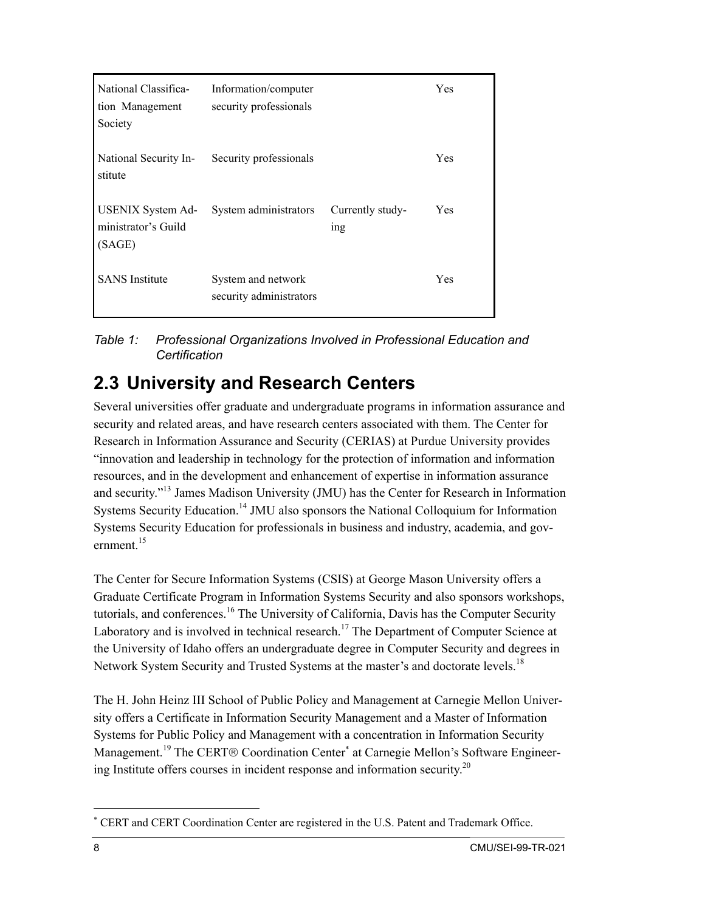| | | | |
|---|---|---|---|
| National Classification Management Society | Information/computer security professionals | | Yes |
| National Security Institute | Security professionals | | Yes |
| USENIX System Administrator's Guild (SAGE) | System administrators | Currently studying | Yes |
| SANS Institute | System and network security administrators | | Yes |

*Table 1: Professional Organizations Involved in Professional Education and Certification*

## 2.3 University and Research Centers

Several universities offer graduate and undergraduate programs in information assurance and security and related areas, and have research centers associated with them. The Center for Research in Information Assurance and Security (CERIAS) at Purdue University provides "innovation and leadership in technology for the protection of information and information resources, and in the development and enhancement of expertise in information assurance and security."[13] James Madison University (JMU) has the Center for Research in Information Systems Security Education.[14] JMU also sponsors the National Colloquium for Information Systems Security Education for professionals in business and industry, academia, and government.[15]

The Center for Secure Information Systems (CSIS) at George Mason University offers a Graduate Certificate Program in Information Systems Security and also sponsors workshops, tutorials, and conferences.[16] The University of California, Davis has the Computer Security Laboratory and is involved in technical research.[17] The Department of Computer Science at the University of Idaho offers an undergraduate degree in Computer Security and degrees in Network System Security and Trusted Systems at the master's and doctorate levels.[18]

The H. John Heinz III School of Public Policy and Management at Carnegie Mellon University offers a Certificate in Information Security Management and a Master of Information Systems for Public Policy and Management with a concentration in Information Security Management.[19] The CERT® Coordination Center* at Carnegie Mellon's Software Engineering Institute offers courses in incident response and information security.[20]

* CERT and CERT Coordination Center are registered in the U.S. Patent and Trademark Office.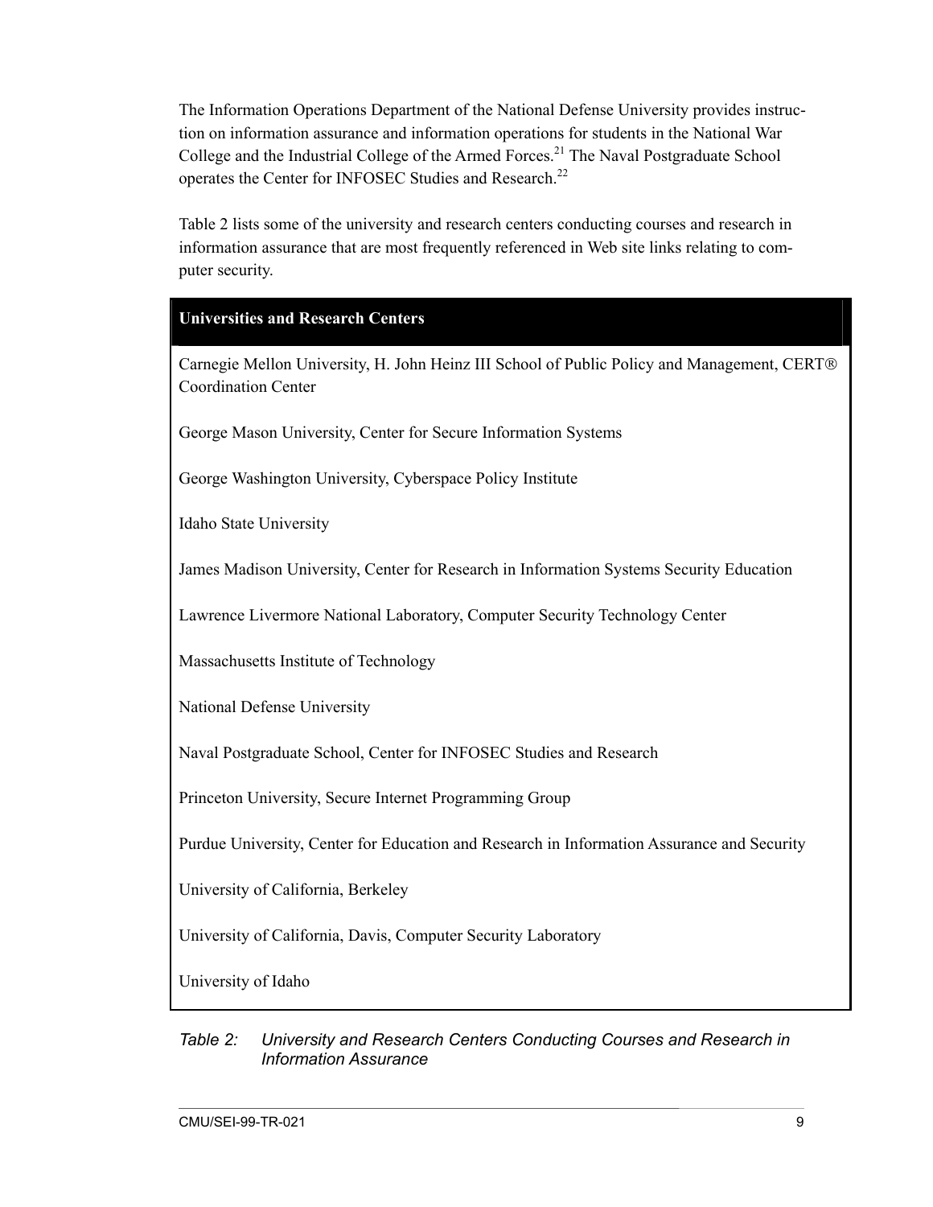The Information Operations Department of the National Defense University provides instruction on information assurance and information operations for students in the National War College and the Industrial College of the Armed Forces.[21] The Naval Postgraduate School operates the Center for INFOSEC Studies and Research.[22]

Table 2 lists some of the university and research centers conducting courses and research in information assurance that are most frequently referenced in Web site links relating to computer security.

| Universities and Research Centers |
| --- |
| Carnegie Mellon University, H. John Heinz III School of Public Policy and Management, CERT® Coordination Center |
| George Mason University, Center for Secure Information Systems |
| George Washington University, Cyberspace Policy Institute |
| Idaho State University |
| James Madison University, Center for Research in Information Systems Security Education |
| Lawrence Livermore National Laboratory, Computer Security Technology Center |
| Massachusetts Institute of Technology |
| National Defense University |
| Naval Postgraduate School, Center for INFOSEC Studies and Research |
| Princeton University, Secure Internet Programming Group |
| Purdue University, Center for Education and Research in Information Assurance and Security |
| University of California, Berkeley |
| University of California, Davis, Computer Security Laboratory |
| University of Idaho |

*Table 2: University and Research Centers Conducting Courses and Research in Information Assurance*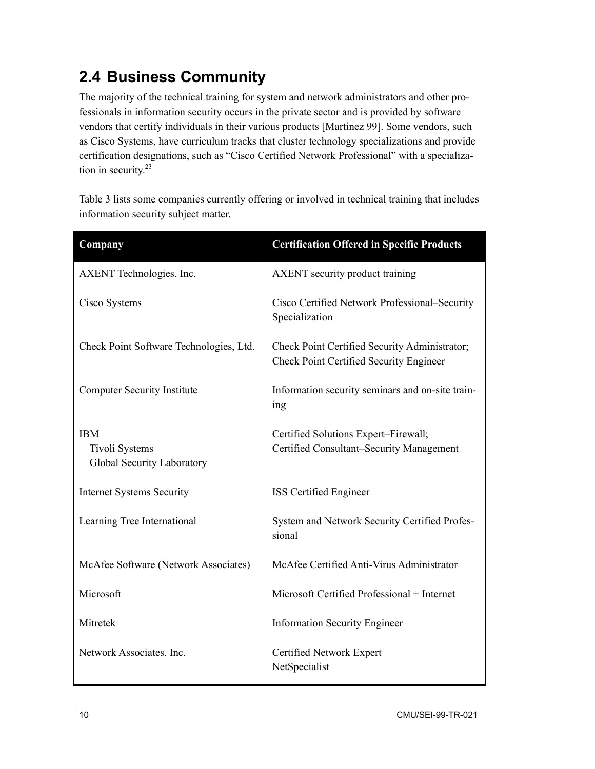## 2.4 Business Community

The majority of the technical training for system and network administrators and other professionals in information security occurs in the private sector and is provided by software vendors that certify individuals in their various products [Martinez 99]. Some vendors, such as Cisco Systems, have curriculum tracks that cluster technology specializations and provide certification designations, such as "Cisco Certified Network Professional" with a specialization in security.[23]

Table 3 lists some companies currently offering or involved in technical training that includes information security subject matter.

| Company | Certification Offered in Specific Products |
|---|---|
| AXENT Technologies, Inc. | AXENT security product training |
| Cisco Systems | Cisco Certified Network Professional–Security Specialization |
| Check Point Software Technologies, Ltd. | Check Point Certified Security Administrator; Check Point Certified Security Engineer |
| Computer Security Institute | Information security seminars and on-site training |
| IBM<br>Tivoli Systems<br>Global Security Laboratory | Certified Solutions Expert–Firewall;<br>Certified Consultant–Security Management |
| Internet Systems Security | ISS Certified Engineer |
| Learning Tree International | System and Network Security Certified Professional |
| McAfee Software (Network Associates) | McAfee Certified Anti-Virus Administrator |
| Microsoft | Microsoft Certified Professional + Internet |
| Mitretek | Information Security Engineer |
| Network Associates, Inc. | Certified Network Expert<br>NetSpecialist |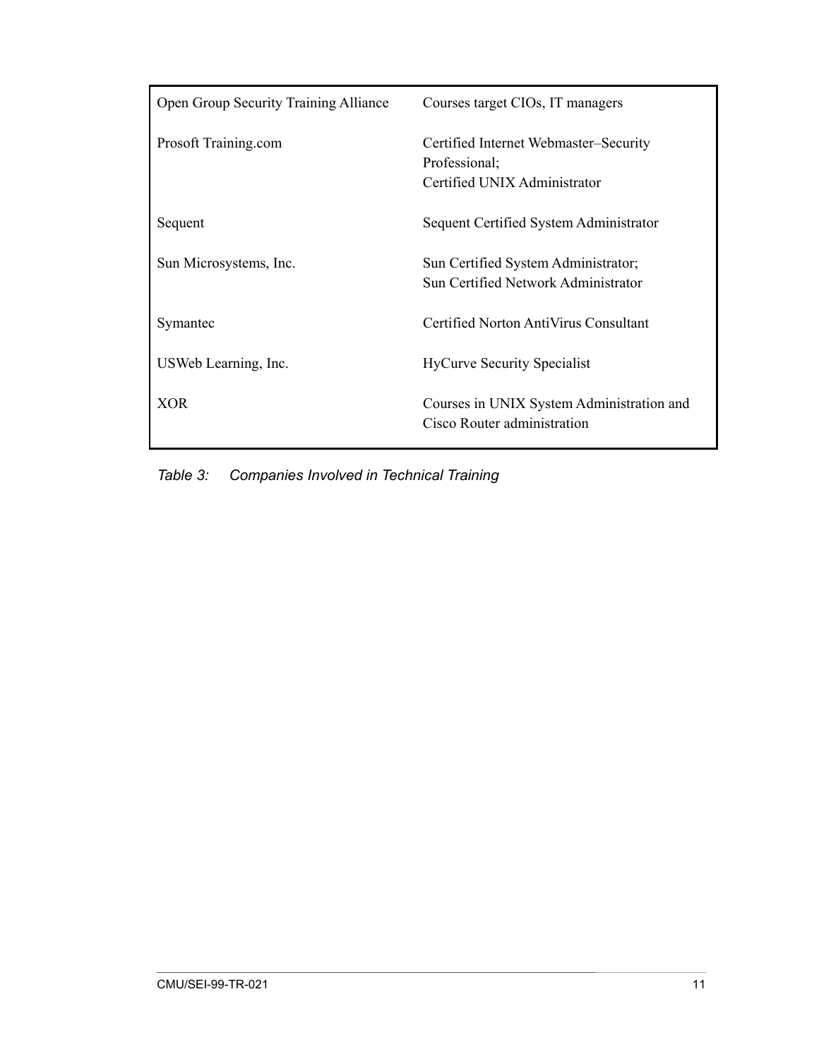| | |
|---|---|
| Open Group Security Training Alliance | Courses target CIOs, IT managers |
| Prosoft Training.com | Certified Internet Webmaster–Security Professional; Certified UNIX Administrator |
| Sequent | Sequent Certified System Administrator |
| Sun Microsystems, Inc. | Sun Certified System Administrator; Sun Certified Network Administrator |
| Symantec | Certified Norton AntiVirus Consultant |
| USWeb Learning, Inc. | HyCurve Security Specialist |
| XOR | Courses in UNIX System Administration and Cisco Router administration |

*Table 3: Companies Involved in Technical Training*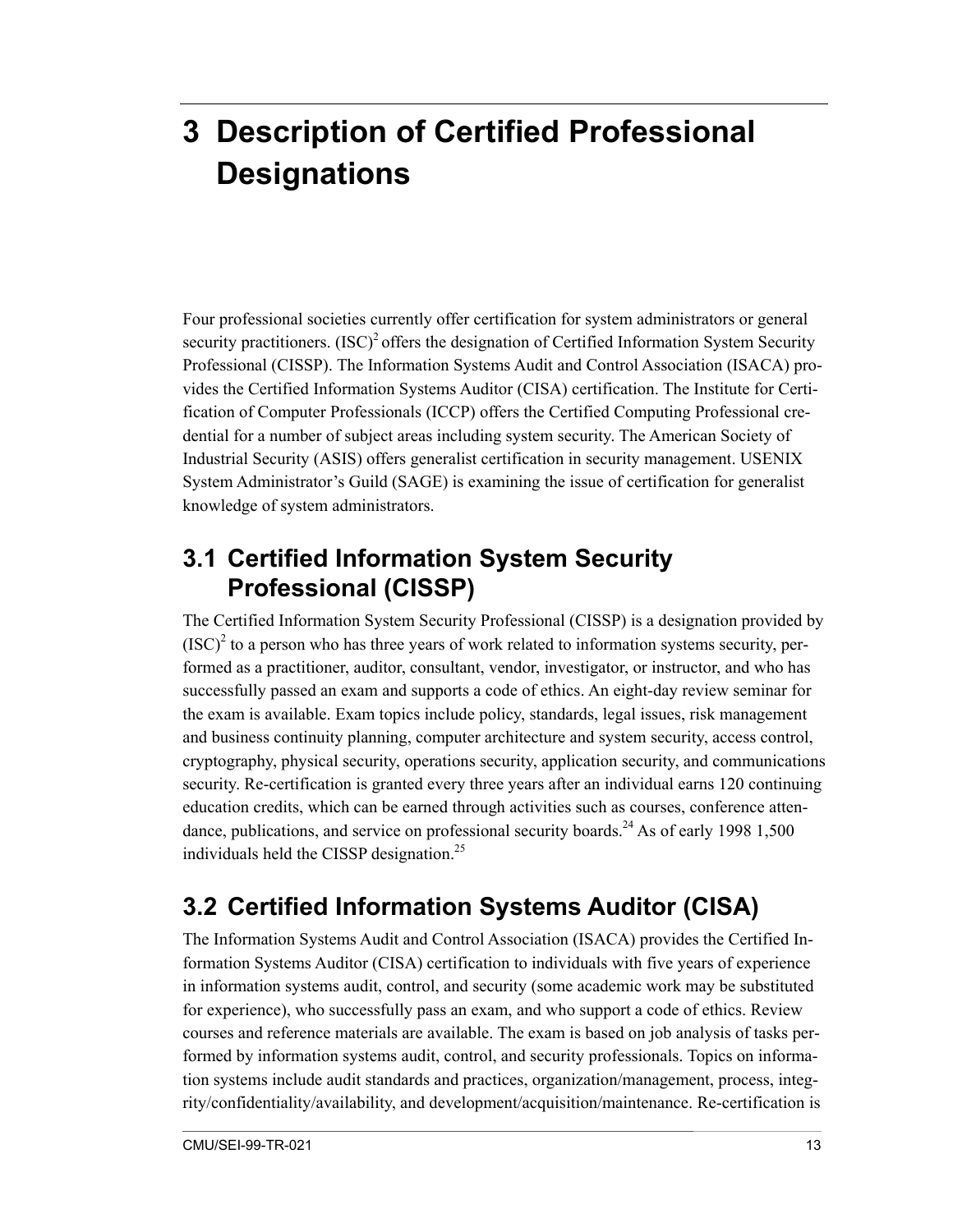# 3 Description of Certified Professional Designations

Four professional societies currently offer certification for system administrators or general security practitioners. $(ISC)^2$ offers the designation of Certified Information System Security Professional (CISSP). The Information Systems Audit and Control Association (ISACA) provides the Certified Information Systems Auditor (CISA) certification. The Institute for Certification of Computer Professionals (ICCP) offers the Certified Computing Professional credential for a number of subject areas including system security. The American Society of Industrial Security (ASIS) offers generalist certification in security management. USENIX System Administrator's Guild (SAGE) is examining the issue of certification for generalist knowledge of system administrators.

## 3.1 Certified Information System Security Professional (CISSP)

The Certified Information System Security Professional (CISSP) is a designation provided by $(ISC)^2$ to a person who has three years of work related to information systems security, performed as a practitioner, auditor, consultant, vendor, investigator, or instructor, and who has successfully passed an exam and supports a code of ethics. An eight-day review seminar for the exam is available. Exam topics include policy, standards, legal issues, risk management and business continuity planning, computer architecture and system security, access control, cryptography, physical security, operations security, application security, and communications security. Re-certification is granted every three years after an individual earns 120 continuing education credits, which can be earned through activities such as courses, conference attendance, publications, and service on professional security boards.[24] As of early 1998 1,500 individuals held the CISSP designation.[25]

## 3.2 Certified Information Systems Auditor (CISA)

The Information Systems Audit and Control Association (ISACA) provides the Certified Information Systems Auditor (CISA) certification to individuals with five years of experience in information systems audit, control, and security (some academic work may be substituted for experience), who successfully pass an exam, and who support a code of ethics. Review courses and reference materials are available. The exam is based on job analysis of tasks performed by information systems audit, control, and security professionals. Topics on information systems include audit standards and practices, organization/management, process, integrity/confidentiality/availability, and development/acquisition/maintenance. Re-certification is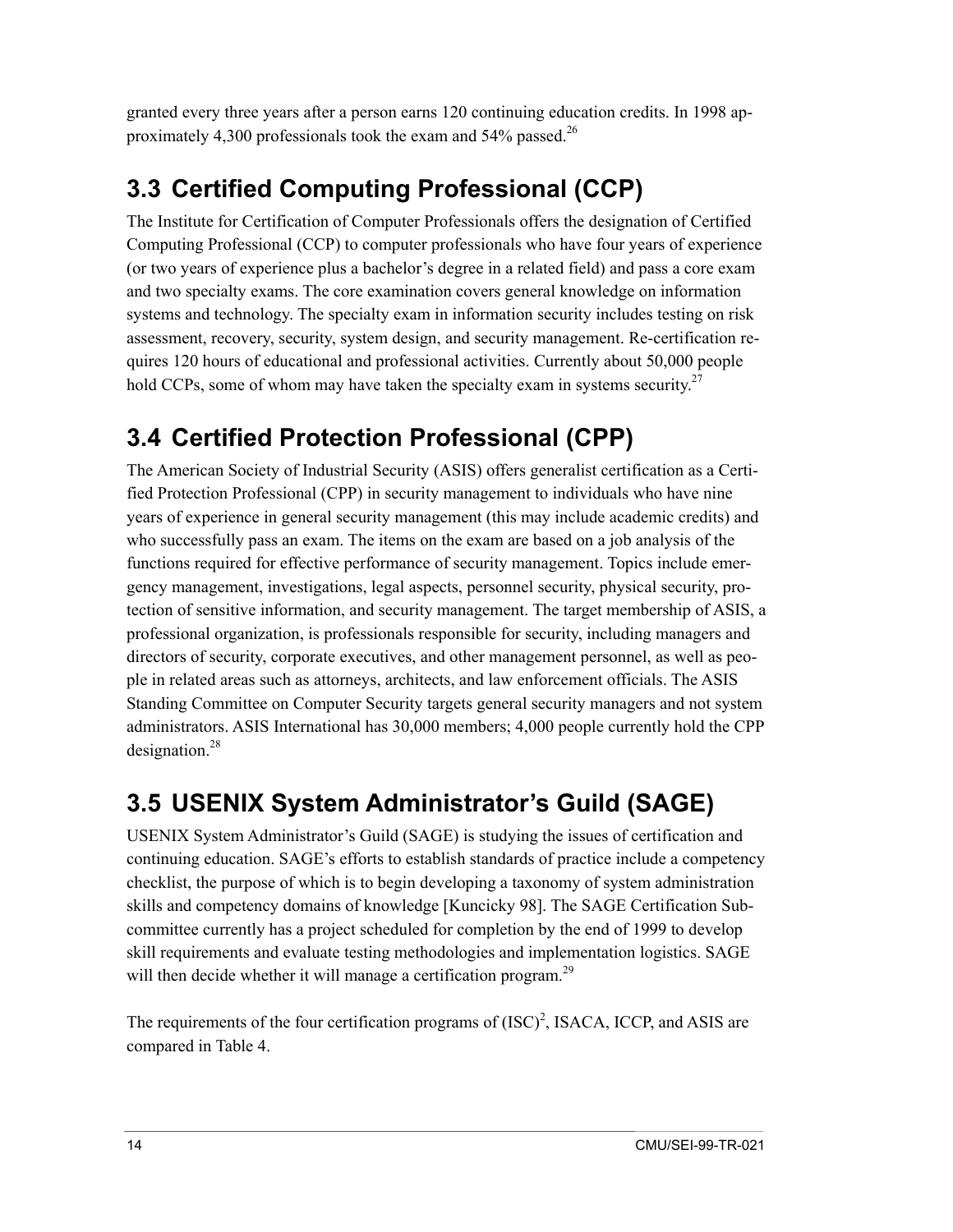granted every three years after a person earns 120 continuing education credits. In 1998 approximately 4,300 professionals took the exam and 54% passed.[26]

## 3.3 Certified Computing Professional (CCP)

The Institute for Certification of Computer Professionals offers the designation of Certified Computing Professional (CCP) to computer professionals who have four years of experience (or two years of experience plus a bachelor's degree in a related field) and pass a core exam and two specialty exams. The core examination covers general knowledge on information systems and technology. The specialty exam in information security includes testing on risk assessment, recovery, security, system design, and security management. Re-certification requires 120 hours of educational and professional activities. Currently about 50,000 people hold CCPs, some of whom may have taken the specialty exam in systems security.[27]

## 3.4 Certified Protection Professional (CPP)

The American Society of Industrial Security (ASIS) offers generalist certification as a Certified Protection Professional (CPP) in security management to individuals who have nine years of experience in general security management (this may include academic credits) and who successfully pass an exam. The items on the exam are based on a job analysis of the functions required for effective performance of security management. Topics include emergency management, investigations, legal aspects, personnel security, physical security, protection of sensitive information, and security management. The target membership of ASIS, a professional organization, is professionals responsible for security, including managers and directors of security, corporate executives, and other management personnel, as well as people in related areas such as attorneys, architects, and law enforcement officials. The ASIS Standing Committee on Computer Security targets general security managers and not system administrators. ASIS International has 30,000 members; 4,000 people currently hold the CPP designation.[28]

## 3.5 USENIX System Administrator's Guild (SAGE)

USENIX System Administrator's Guild (SAGE) is studying the issues of certification and continuing education. SAGE's efforts to establish standards of practice include a competency checklist, the purpose of which is to begin developing a taxonomy of system administration skills and competency domains of knowledge [Kuncicky 98]. The SAGE Certification Subcommittee currently has a project scheduled for completion by the end of 1999 to develop skill requirements and evaluate testing methodologies and implementation logistics. SAGE will then decide whether it will manage a certification program.[29]

The requirements of the four certification programs of $(ISC)^2$, ISACA, ICCP, and ASIS are compared in Table 4.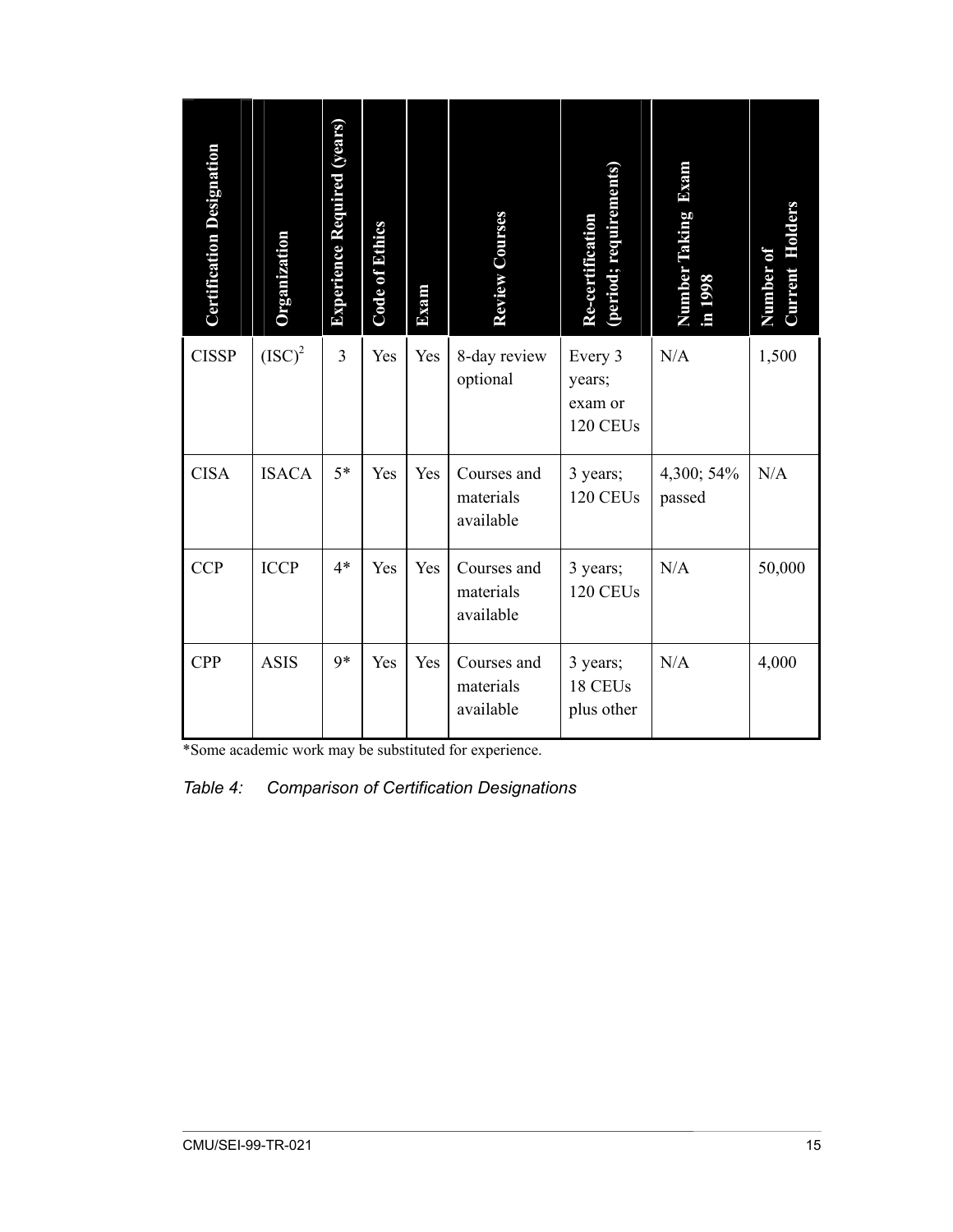| Certification Designation | Organization | Experience Required (years) | Code of Ethics | Exam | Review Courses | Re-certification (period; requirements) | Number Taking Exam in 1998 | Number of Current Holders |
|---|---|---|---|---|---|---|---|---|
| CISSP | $(ISC)^2$ | 3 | Yes | Yes | 8-day review optional | Every 3 years; exam or 120 CEUs | N/A | 1,500 |
| CISA | ISACA | 5* | Yes | Yes | Courses and materials available | 3 years; 120 CEUs | 4,300; 54% passed | N/A |
| CCP | ICCP | 4* | Yes | Yes | Courses and materials available | 3 years; 120 CEUs | N/A | 50,000 |
| CPP | ASIS | 9* | Yes | Yes | Courses and materials available | 3 years; 18 CEUs plus other | N/A | 4,000 |

*Some academic work may be substituted for experience.

*Table 4: Comparison of Certification Designations*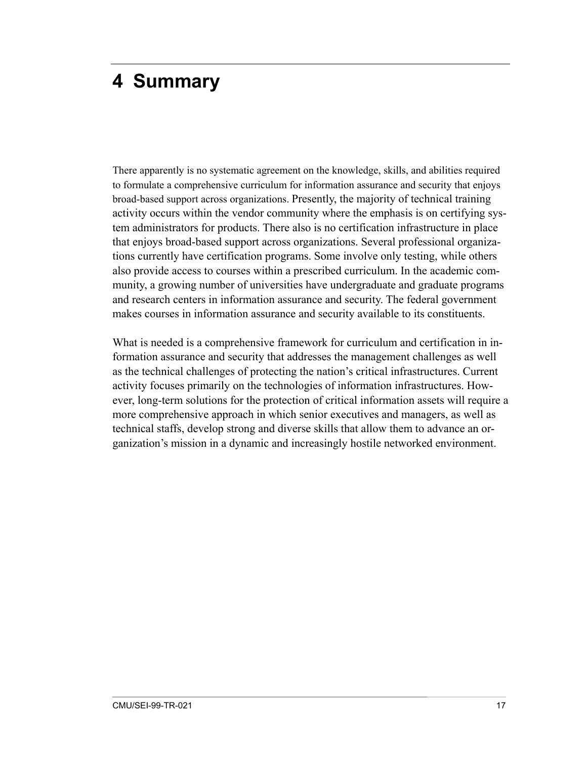# 4 Summary

There apparently is no systematic agreement on the knowledge, skills, and abilities required to formulate a comprehensive curriculum for information assurance and security that enjoys broad-based support across organizations. Presently, the majority of technical training activity occurs within the vendor community where the emphasis is on certifying system administrators for products. There also is no certification infrastructure in place that enjoys broad-based support across organizations. Several professional organizations currently have certification programs. Some involve only testing, while others also provide access to courses within a prescribed curriculum. In the academic community, a growing number of universities have undergraduate and graduate programs and research centers in information assurance and security. The federal government makes courses in information assurance and security available to its constituents.

What is needed is a comprehensive framework for curriculum and certification in information assurance and security that addresses the management challenges as well as the technical challenges of protecting the nation's critical infrastructures. Current activity focuses primarily on the technologies of information infrastructures. However, long-term solutions for the protection of critical information assets will require a more comprehensive approach in which senior executives and managers, as well as technical staffs, develop strong and diverse skills that allow them to advance an organization's mission in a dynamic and increasingly hostile networked environment.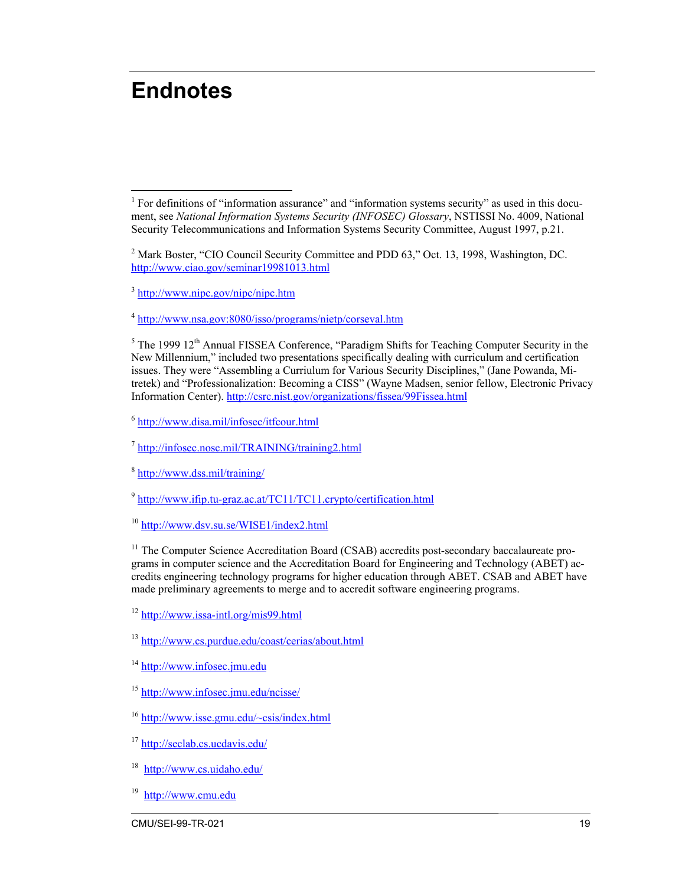# Endnotes

[1] For definitions of "information assurance" and "information systems security" as used in this document, see *National Information Systems Security (INFOSEC) Glossary*, NSTISSI No. 4009, National Security Telecommunications and Information Systems Security Committee, August 1997, p.21.

[2] Mark Boster, "CIO Council Security Committee and PDD 63," Oct. 13, 1998, Washington, DC. http://www.ciao.gov/seminar19981013.html

[3] http://www.nipc.gov/nipc/nipc.htm

[4] http://www.nsa.gov:8080/isso/programs/nietp/corseval.htm

[5] The 1999 12th Annual FISSEA Conference, "Paradigm Shifts for Teaching Computer Security in the New Millennium," included two presentations specifically dealing with curriculum and certification issues. They were "Assembling a Curriulum for Various Security Disciplines," (Jane Powanda, Mitretek) and "Professionalization: Becoming a CISS" (Wayne Madsen, senior fellow, Electronic Privacy Information Center). http://csrc.nist.gov/organizations/fissea/99Fissea.html

[6] http://www.disa.mil/infosec/itfcour.html

[7] http://infosec.nosc.mil/TRAINING/training2.html

[8] http://www.dss.mil/training/

[9] http://www.ifip.tu-graz.ac.at/TC11/TC11.crypto/certification.html

[10] http://www.dsv.su.se/WISE1/index2.html

[11] The Computer Science Accreditation Board (CSAB) accredits post-secondary baccalaureate programs in computer science and the Accreditation Board for Engineering and Technology (ABET) accredits engineering technology programs for higher education through ABET. CSAB and ABET have made preliminary agreements to merge and to accredit software engineering programs.

[12] http://www.issa-intl.org/mis99.html

[13] http://www.cs.purdue.edu/coast/cerias/about.html

[14] http://www.infosec.jmu.edu

[15] http://www.infosec.jmu.edu/ncisse/

[16] http://www.isse.gmu.edu/~csis/index.html

[17] http://seclab.cs.ucdavis.edu/

[18] http://www.cs.uidaho.edu/

[19] http://www.cmu.edu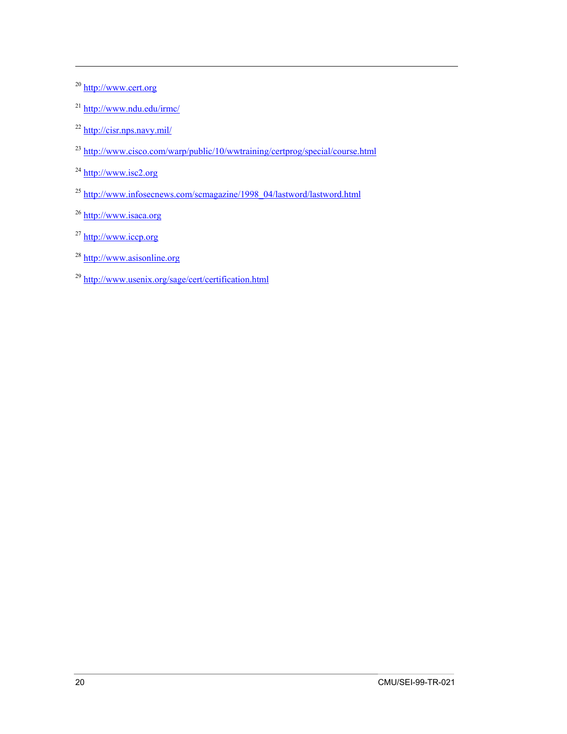[20] http://www.cert.org

[21] http://www.ndu.edu/irmc/

[22] http://cisr.nps.navy.mil/

[23] http://www.cisco.com/warp/public/10/wwtraining/certprog/special/course.html

[24] http://www.isc2.org

[25] http://www.infosecnews.com/scmagazine/1998_04/lastword/lastword.html

[26] http://www.isaca.org

[27] http://www.iccp.org

[28] http://www.asisonline.org

[29] http://www.usenix.org/sage/cert/certification.html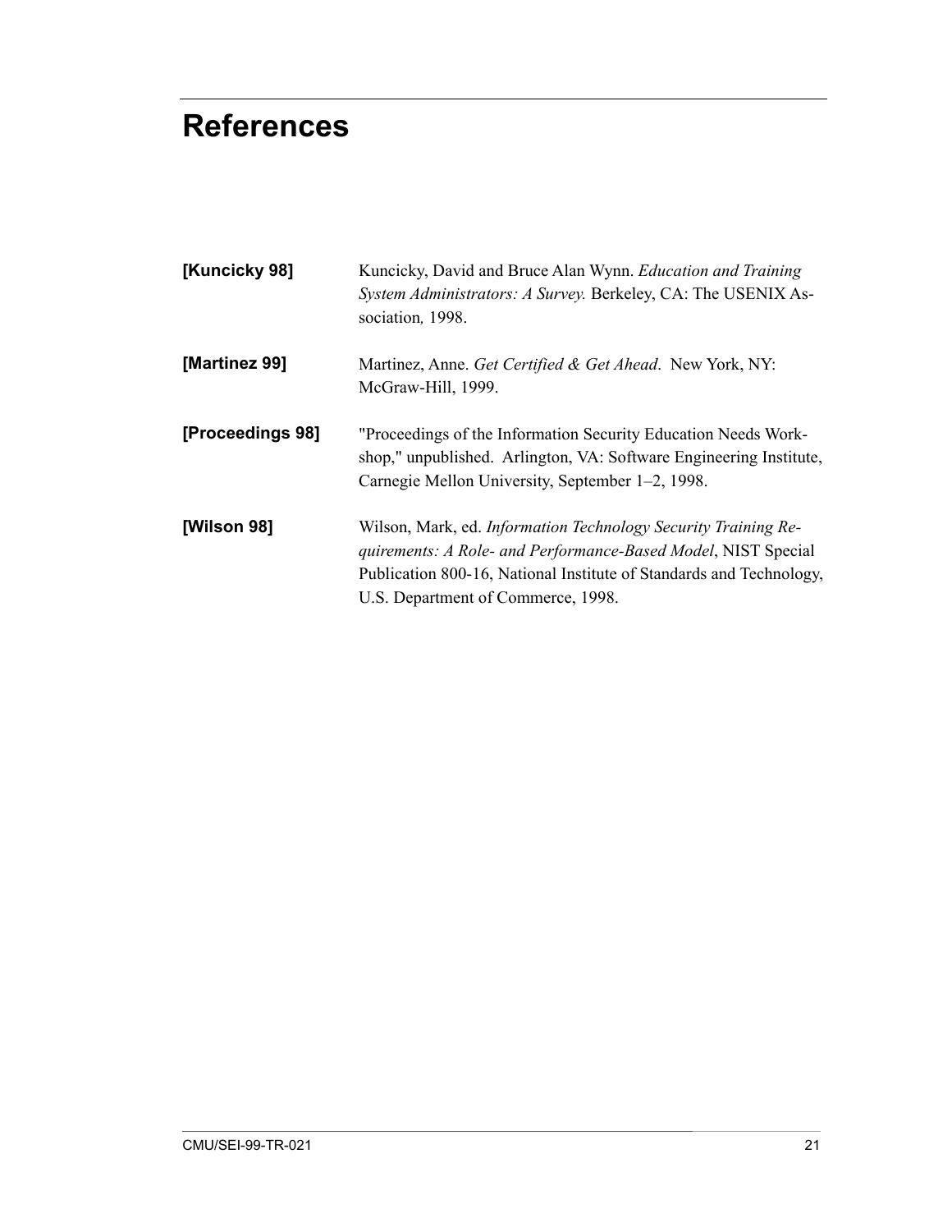# References

**[Kuncicky 98]** Kuncicky, David and Bruce Alan Wynn. *Education and Training System Administrators: A Survey.* Berkeley, CA: The USENIX Association, 1998.

**[Martinez 99]** Martinez, Anne. *Get Certified & Get Ahead*. New York, NY: McGraw-Hill, 1999.

**[Proceedings 98]** "Proceedings of the Information Security Education Needs Workshop," unpublished. Arlington, VA: Software Engineering Institute, Carnegie Mellon University, September 1–2, 1998.

**[Wilson 98]** Wilson, Mark, ed. *Information Technology Security Training Requirements: A Role- and Performance-Based Model*, NIST Special Publication 800-16, National Institute of Standards and Technology, U.S. Department of Commerce, 1998.